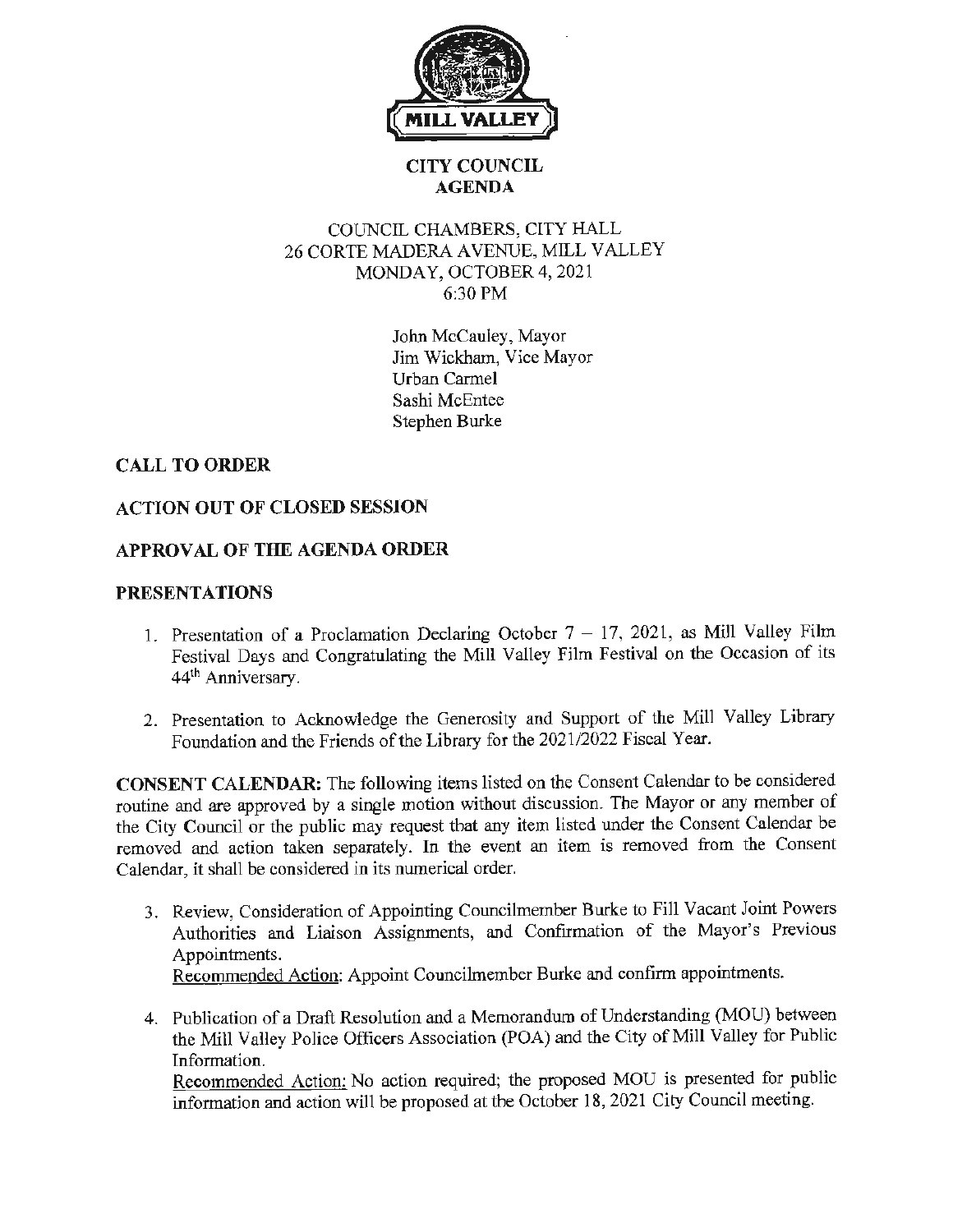MILL VALLEY

# CITY COUNCIL AGENDA

COUNCIL CHAMBERS, CITY HALL
26 CORTE MADERA AVENUE, MILL VALLEY
MONDAY, OCTOBER 4, 2021
6:30 PM

John McCauley, Mayor
Jim Wickham, Vice Mayor
Urban Carmel
Sashi McEntee
Stephen Burke

## CALL TO ORDER

## ACTION OUT OF CLOSED SESSION

## APPROVAL OF THE AGENDA ORDER

## PRESENTATIONS

1. Presentation of a Proclamation Declaring October 7 – 17, 2021, as Mill Valley Film Festival Days and Congratulating the Mill Valley Film Festival on the Occasion of its 44th Anniversary.

2. Presentation to Acknowledge the Generosity and Support of the Mill Valley Library Foundation and the Friends of the Library for the 2021/2022 Fiscal Year.

**CONSENT CALENDAR:** The following items listed on the Consent Calendar to be considered routine and are approved by a single motion without discussion. The Mayor or any member of the City Council or the public may request that any item listed under the Consent Calendar be removed and action taken separately. In the event an item is removed from the Consent Calendar, it shall be considered in its numerical order.

3. Review, Consideration of Appointing Councilmember Burke to Fill Vacant Joint Powers Authorities and Liaison Assignments, and Confirmation of the Mayor's Previous Appointments.
   Recommended Action: Appoint Councilmember Burke and confirm appointments.

4. Publication of a Draft Resolution and a Memorandum of Understanding (MOU) between the Mill Valley Police Officers Association (POA) and the City of Mill Valley for Public Information.
   Recommended Action: No action required; the proposed MOU is presented for public information and action will be proposed at the October 18, 2021 City Council meeting.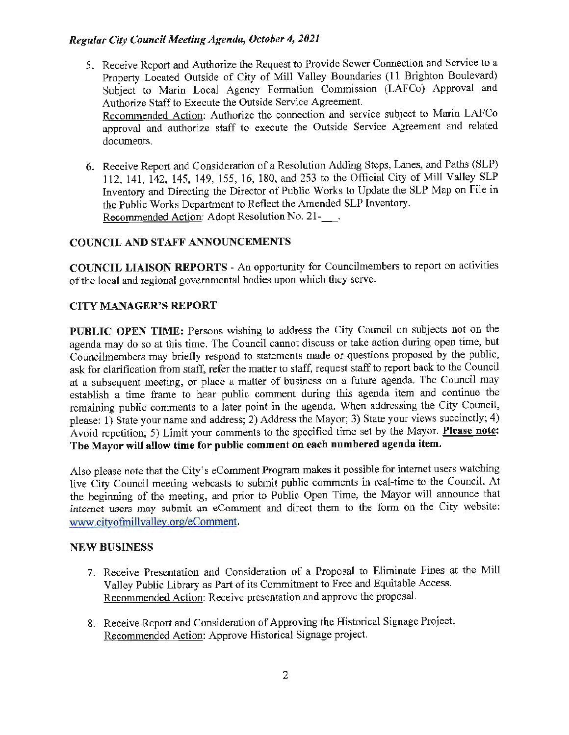5. Receive Report and Authorize the Request to Provide Sewer Connection and Service to a Property Located Outside of City of Mill Valley Boundaries (11 Brighton Boulevard) Subject to Marin Local Agency Formation Commission (LAFCo) Approval and Authorize Staff to Execute the Outside Service Agreement.
   Recommended Action: Authorize the connection and service subject to Marin LAFCo approval and authorize staff to execute the Outside Service Agreement and related documents.

6. Receive Report and Consideration of a Resolution Adding Steps, Lanes, and Paths (SLP) 112, 141, 142, 145, 149, 155, 16, 180, and 253 to the Official City of Mill Valley SLP Inventory and Directing the Director of Public Works to Update the SLP Map on File in the Public Works Department to Reflect the Amended SLP Inventory.
   Recommended Action: Adopt Resolution No. 21-___.

## COUNCIL AND STAFF ANNOUNCEMENTS

**COUNCIL LIAISON REPORTS** - An opportunity for Councilmembers to report on activities of the local and regional governmental bodies upon which they serve.

## CITY MANAGER'S REPORT

**PUBLIC OPEN TIME:** Persons wishing to address the City Council on subjects not on the agenda may do so at this time. The Council cannot discuss or take action during open time, but Councilmembers may briefly respond to statements made or questions proposed by the public, ask for clarification from staff, refer the matter to staff, request staff to report back to the Council at a subsequent meeting, or place a matter of business on a future agenda. The Council may establish a time frame to hear public comment during this agenda item and continue the remaining public comments to a later point in the agenda. When addressing the City Council, please: 1) State your name and address; 2) Address the Mayor; 3) State your views succinctly; 4) Avoid repetition; 5) Limit your comments to the specified time set by the Mayor. **Please note: The Mayor will allow time for public comment on each numbered agenda item.**

Also please note that the City's eComment Program makes it possible for internet users watching live City Council meeting webcasts to submit public comments in real-time to the Council. At the beginning of the meeting, and prior to Public Open Time, the Mayor will announce that internet users may submit an eComment and direct them to the form on the City website: www.cityofmillvalley.org/eComment.

## NEW BUSINESS

7. Receive Presentation and Consideration of a Proposal to Eliminate Fines at the Mill Valley Public Library as Part of its Commitment to Free and Equitable Access.
   Recommended Action: Receive presentation and approve the proposal.

8. Receive Report and Consideration of Approving the Historical Signage Project.
   Recommended Action: Approve Historical Signage project.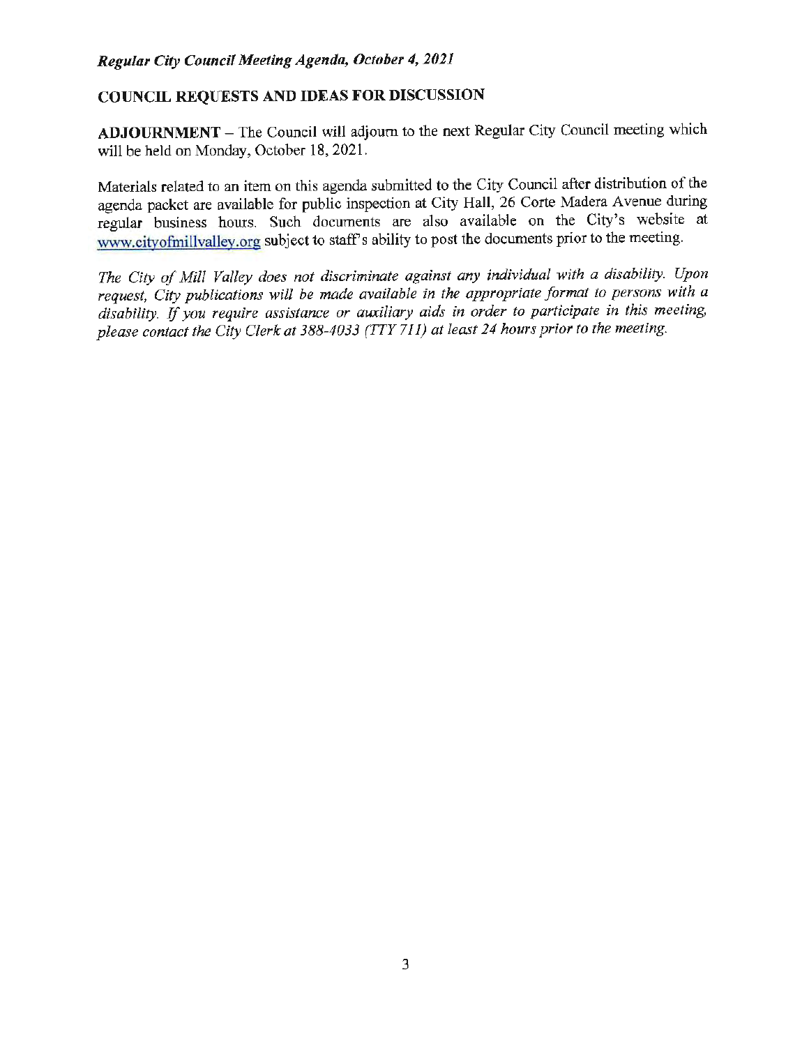## COUNCIL REQUESTS AND IDEAS FOR DISCUSSION

**ADJOURNMENT** – The Council will adjourn to the next Regular City Council meeting which will be held on Monday, October 18, 2021.

Materials related to an item on this agenda submitted to the City Council after distribution of the agenda packet are available for public inspection at City Hall, 26 Corte Madera Avenue during regular business hours. Such documents are also available on the City's website at www.cityofmillvalley.org subject to staff's ability to post the documents prior to the meeting.

*The City of Mill Valley does not discriminate against any individual with a disability. Upon request, City publications will be made available in the appropriate format to persons with a disability. If you require assistance or auxiliary aids in order to participate in this meeting, please contact the City Clerk at 388-4033 (TTY 711) at least 24 hours prior to the meeting.*